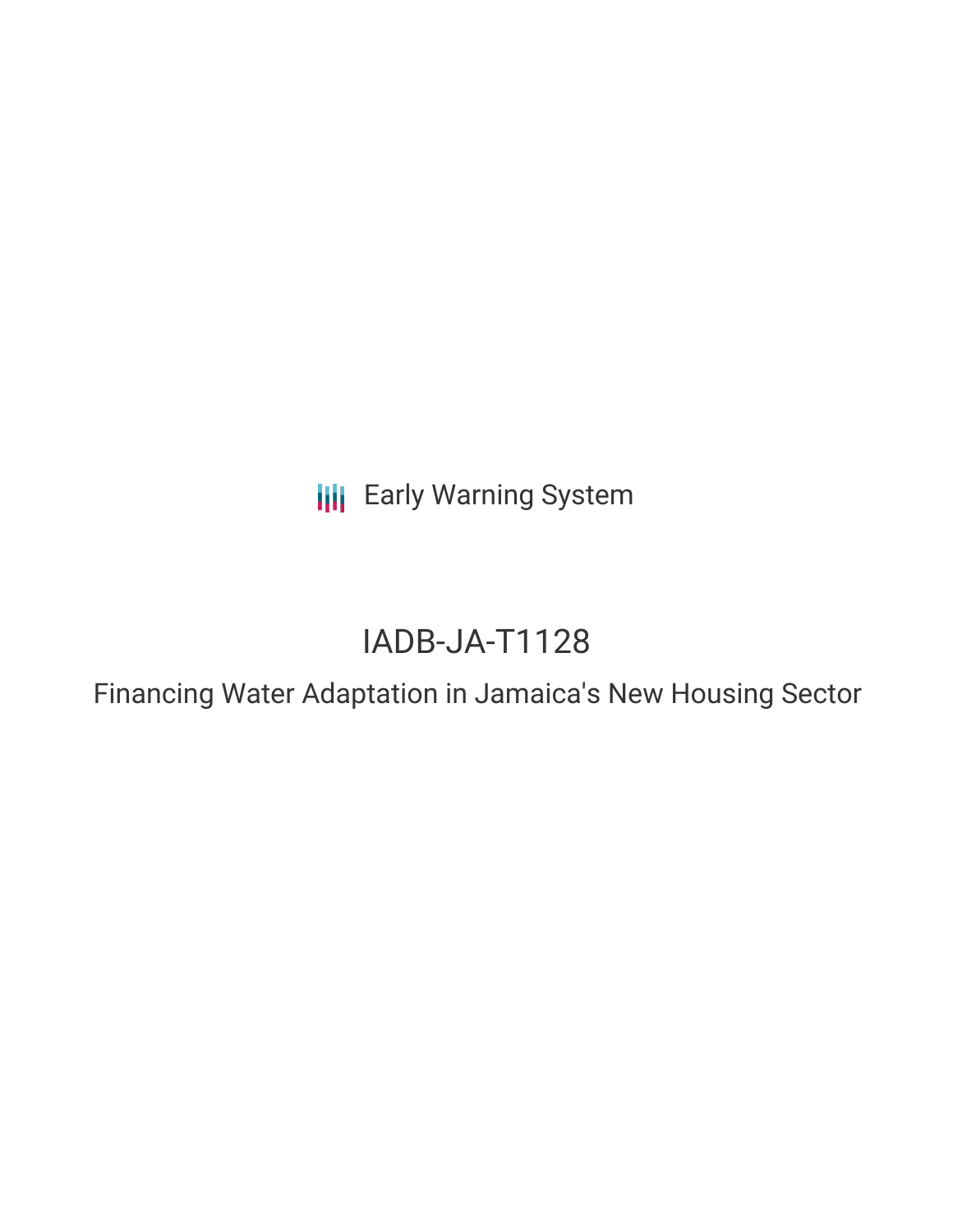Early Warning System

# IADB-JA-T1128

## Financing Water Adaptation in Jamaica's New Housing Sector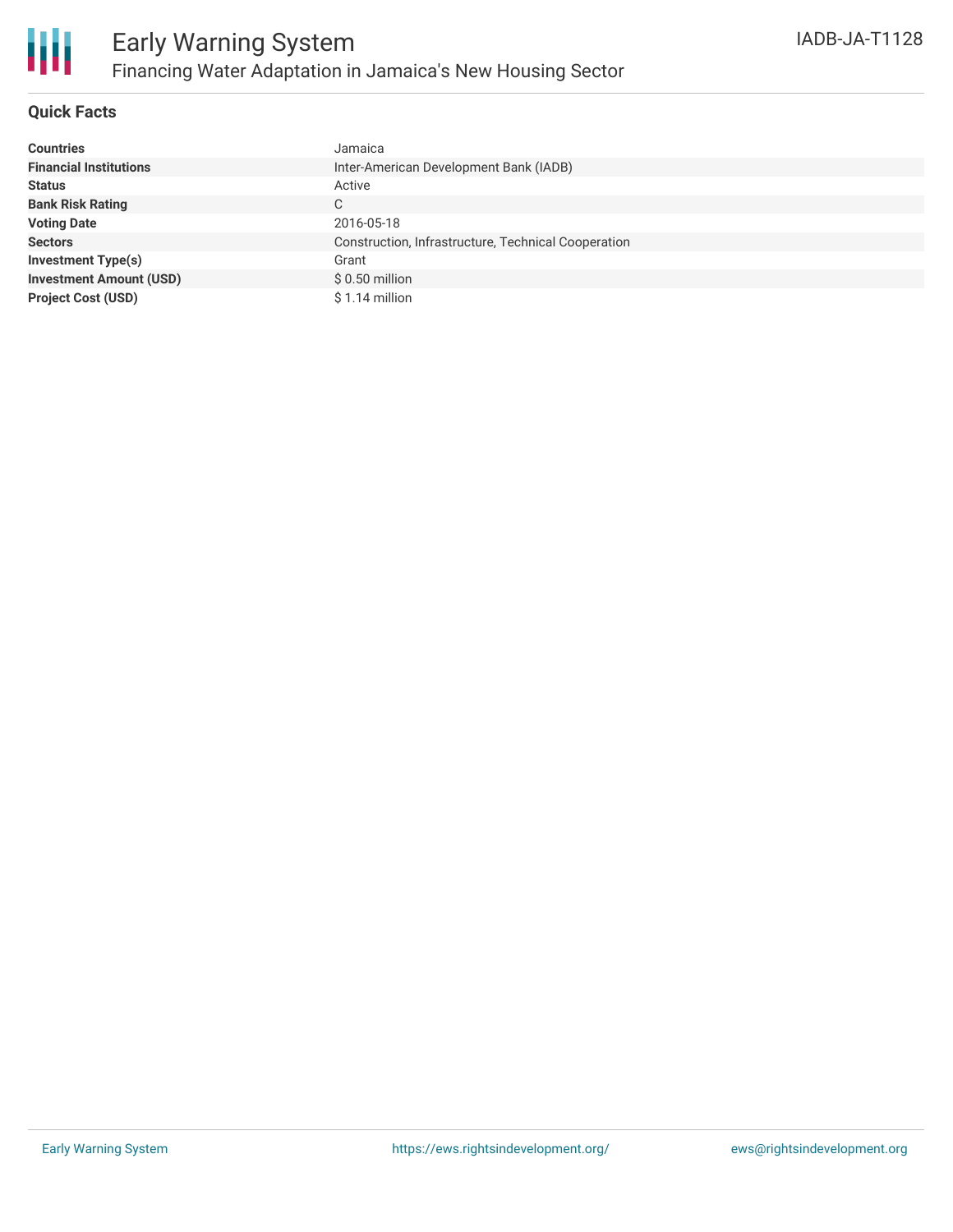# Early Warning System

## Financing Water Adaptation in Jamaica's New Housing Sector

IADB-JA-T1128

### Quick Facts

| | |
|---|---|
| **Countries** | Jamaica |
| **Financial Institutions** | Inter-American Development Bank (IADB) |
| **Status** | Active |
| **Bank Risk Rating** | C |
| **Voting Date** | 2016-05-18 |
| **Sectors** | Construction, Infrastructure, Technical Cooperation |
| **Investment Type(s)** | Grant |
| **Investment Amount (USD)** | $ 0.50 million |
| **Project Cost (USD)** | $ 1.14 million |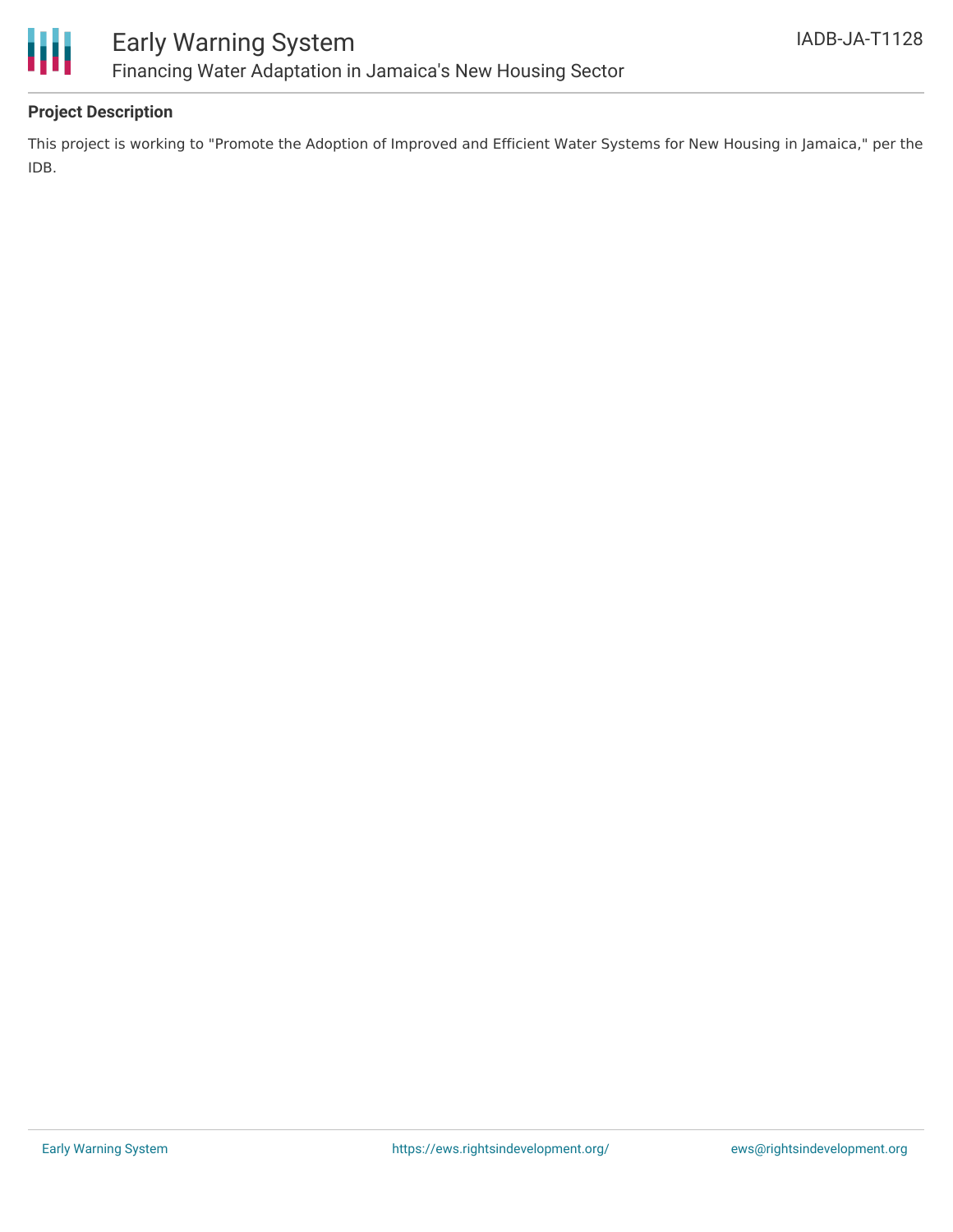## Project Description

This project is working to "Promote the Adoption of Improved and Efficient Water Systems for New Housing in Jamaica," per the IDB.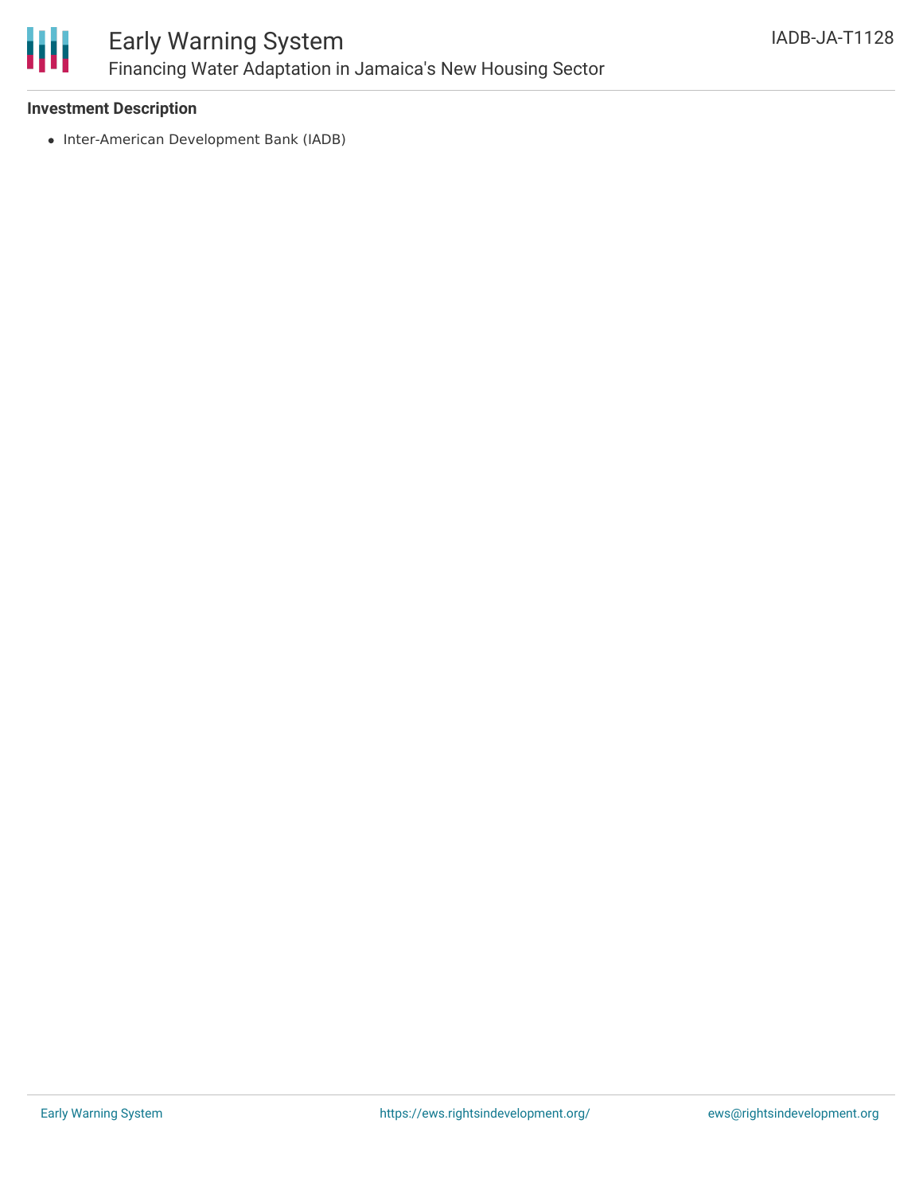**Investment Description**

- Inter-American Development Bank (IADB)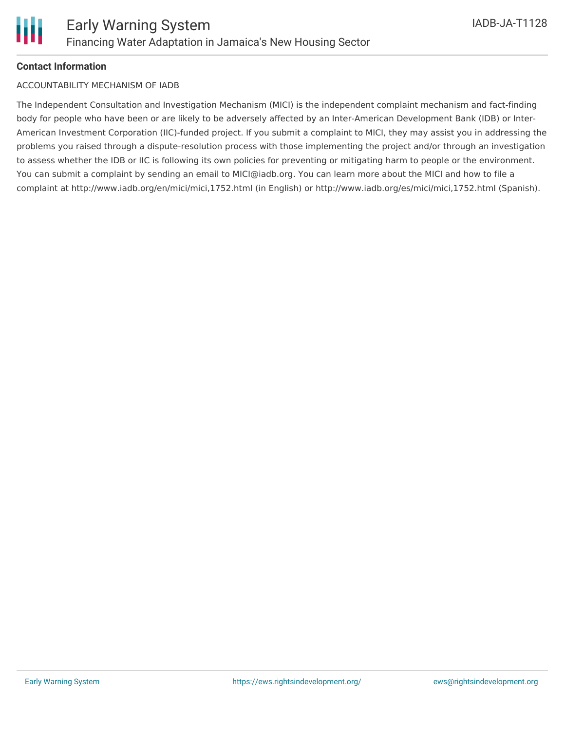**Contact Information**

ACCOUNTABILITY MECHANISM OF IADB

The Independent Consultation and Investigation Mechanism (MICI) is the independent complaint mechanism and fact-finding body for people who have been or are likely to be adversely affected by an Inter-American Development Bank (IDB) or Inter-American Investment Corporation (IIC)-funded project. If you submit a complaint to MICI, they may assist you in addressing the problems you raised through a dispute-resolution process with those implementing the project and/or through an investigation to assess whether the IDB or IIC is following its own policies for preventing or mitigating harm to people or the environment. You can submit a complaint by sending an email to MICI@iadb.org. You can learn more about the MICI and how to file a complaint at http://www.iadb.org/en/mici/mici,1752.html (in English) or http://www.iadb.org/es/mici/mici,1752.html (Spanish).